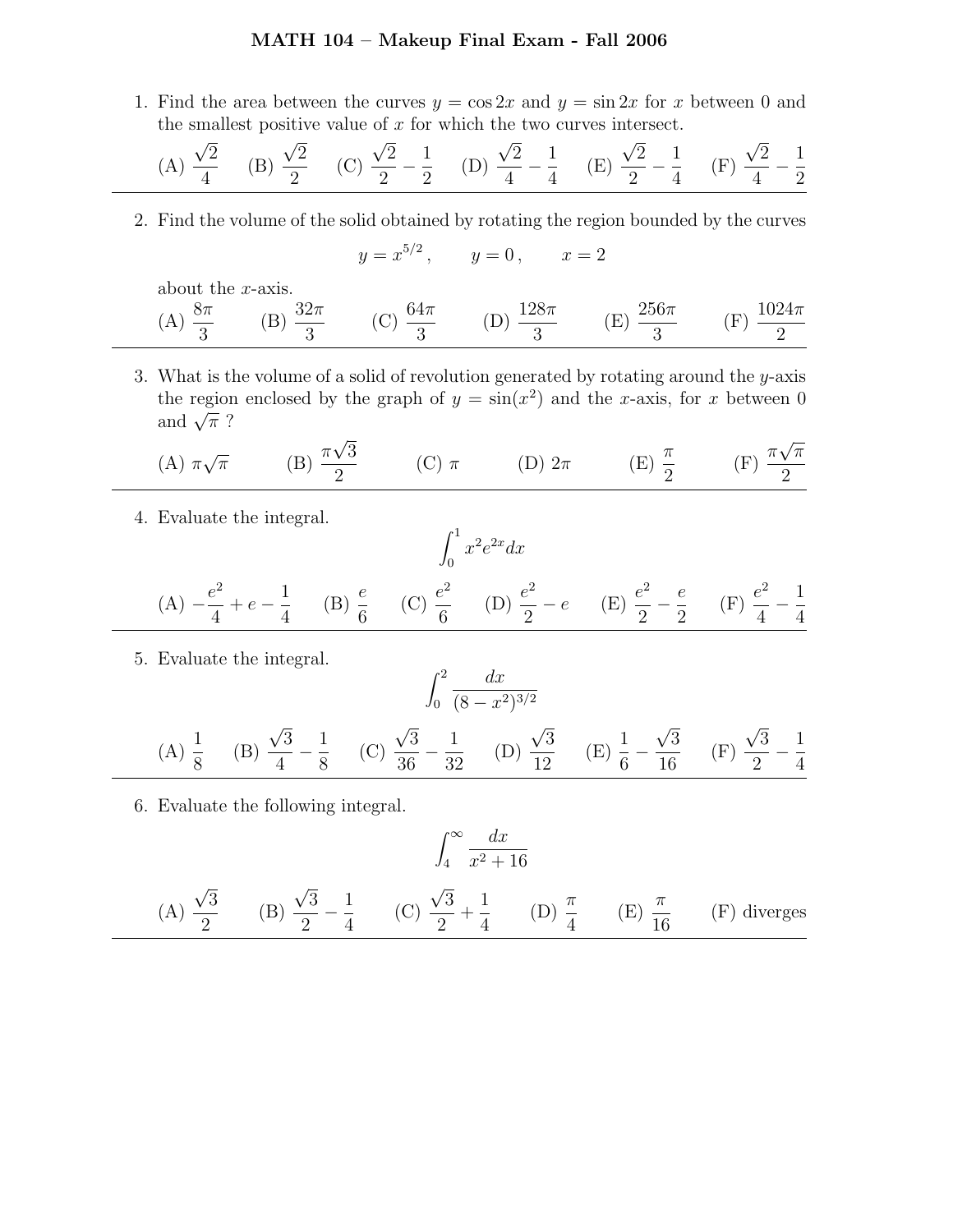# MATH 104 – Makeup Final Exam - Fall 2006

1. Find the area between the curves $y = \cos 2x$ and $y = \sin 2x$ for $x$ between 0 and the smallest positive value of $x$ for which the two curves intersect.

   (A) $\frac{\sqrt{2}}{4}$ (B) $\frac{\sqrt{2}}{2}$ (C) $\frac{\sqrt{2}}{2} - \frac{1}{2}$ (D) $\frac{\sqrt{2}}{4} - \frac{1}{4}$ (E) $\frac{\sqrt{2}}{2} - \frac{1}{4}$ (F) $\frac{\sqrt{2}}{4} - \frac{1}{2}$

---

2. Find the volume of the solid obtained by rotating the region bounded by the curves

   $$y = x^{5/2}, \qquad y = 0, \qquad x = 2$$

   about the $x$-axis.

   (A) $\frac{8\pi}{3}$ (B) $\frac{32\pi}{3}$ (C) $\frac{64\pi}{3}$ (D) $\frac{128\pi}{3}$ (E) $\frac{256\pi}{3}$ (F) $\frac{1024\pi}{2}$

---

3. What is the volume of a solid of revolution generated by rotating around the $y$-axis the region enclosed by the graph of $y = \sin(x^2)$ and the $x$-axis, for $x$ between 0 and $\sqrt{\pi}$ ?

   (A) $\pi\sqrt{\pi}$ (B) $\frac{\pi\sqrt{3}}{2}$ (C) $\pi$ (D) $2\pi$ (E) $\frac{\pi}{2}$ (F) $\frac{\pi\sqrt{\pi}}{2}$

---

4. Evaluate the integral.

   $$\int_0^1 x^2 e^{2x} dx$$

   (A) $-\frac{e^2}{4} + e - \frac{1}{4}$ (B) $\frac{e}{6}$ (C) $\frac{e^2}{6}$ (D) $\frac{e^2}{2} - e$ (E) $\frac{e^2}{2} - \frac{e}{2}$ (F) $\frac{e^2}{4} - \frac{1}{4}$

---

5. Evaluate the integral.

   $$\int_0^2 \frac{dx}{(8 - x^2)^{3/2}}$$

   (A) $\frac{1}{8}$ (B) $\frac{\sqrt{3}}{4} - \frac{1}{8}$ (C) $\frac{\sqrt{3}}{36} - \frac{1}{32}$ (D) $\frac{\sqrt{3}}{12}$ (E) $\frac{1}{6} - \frac{\sqrt{3}}{16}$ (F) $\frac{\sqrt{3}}{2} - \frac{1}{4}$

---

6. Evaluate the following integral.

   $$\int_4^\infty \frac{dx}{x^2 + 16}$$

   (A) $\frac{\sqrt{3}}{2}$ (B) $\frac{\sqrt{3}}{2} - \frac{1}{4}$ (C) $\frac{\sqrt{3}}{2} + \frac{1}{4}$ (D) $\frac{\pi}{4}$ (E) $\frac{\pi}{16}$ (F) diverges

---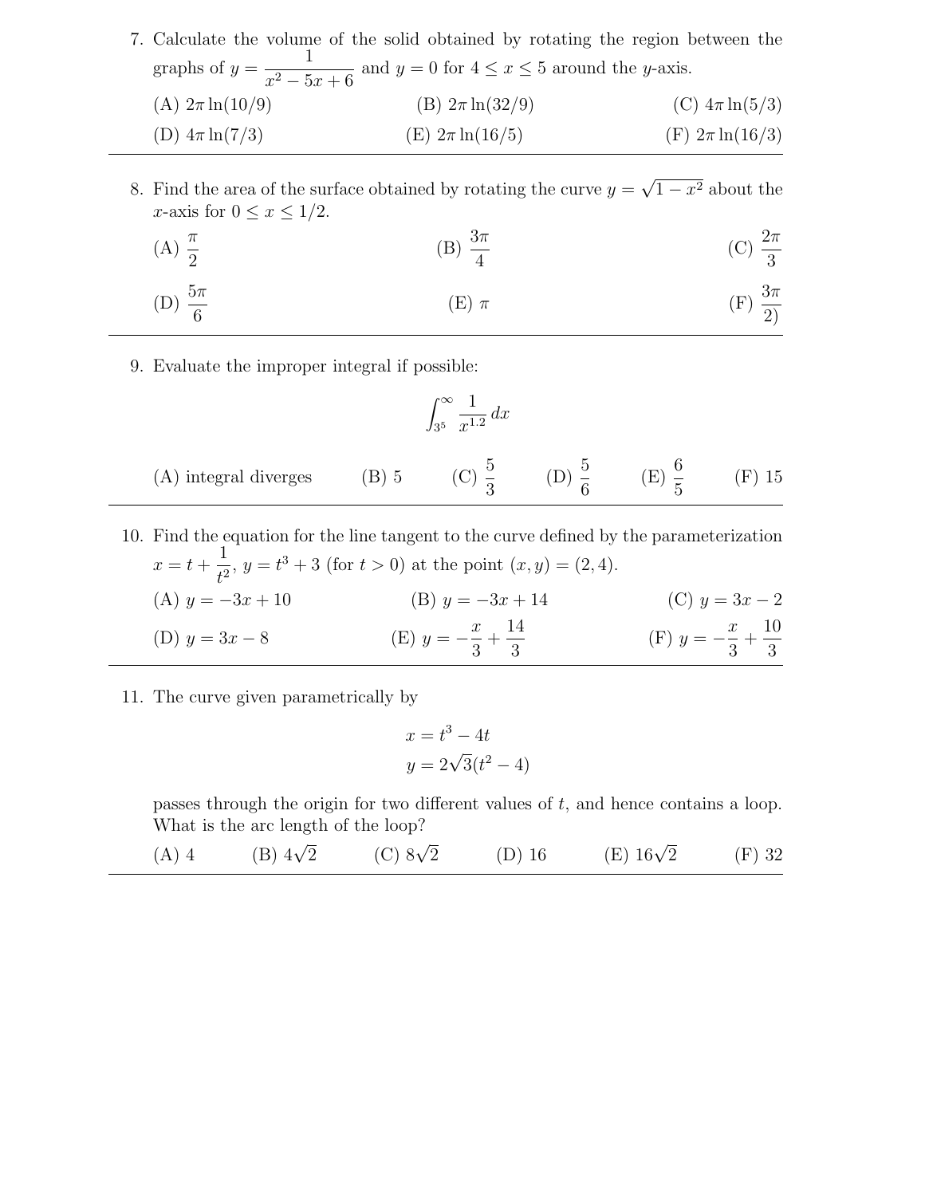7. Calculate the volume of the solid obtained by rotating the region between the graphs of $y = \dfrac{1}{x^2 - 5x + 6}$ and $y = 0$ for $4 \le x \le 5$ around the $y$-axis.

   (A) $2\pi \ln(10/9)$ (B) $2\pi \ln(32/9)$ (C) $4\pi \ln(5/3)$

   (D) $4\pi \ln(7/3)$ (E) $2\pi \ln(16/5)$ (F) $2\pi \ln(16/3)$

---

8. Find the area of the surface obtained by rotating the curve $y = \sqrt{1 - x^2}$ about the $x$-axis for $0 \le x \le 1/2$.

   (A) $\dfrac{\pi}{2}$ (B) $\dfrac{3\pi}{4}$ (C) $\dfrac{2\pi}{3}$

   (D) $\dfrac{5\pi}{6}$ (E) $\pi$ (F) $\dfrac{3\pi}{2)}$

---

9. Evaluate the improper integral if possible:

$$\int_{3^5}^{\infty} \frac{1}{x^{1.2}}\, dx$$

   (A) integral diverges (B) 5 (C) $\dfrac{5}{3}$ (D) $\dfrac{5}{6}$ (E) $\dfrac{6}{5}$ (F) 15

---

10. Find the equation for the line tangent to the curve defined by the parameterization $x = t + \dfrac{1}{t^2}$, $y = t^3 + 3$ (for $t > 0$) at the point $(x, y) = (2, 4)$.

    (A) $y = -3x + 10$ (B) $y = -3x + 14$ (C) $y = 3x - 2$

    (D) $y = 3x - 8$ (E) $y = -\dfrac{x}{3} + \dfrac{14}{3}$ (F) $y = -\dfrac{x}{3} + \dfrac{10}{3}$

---

11. The curve given parametrically by

$$x = t^3 - 4t$$
$$y = 2\sqrt{3}(t^2 - 4)$$

    passes through the origin for two different values of $t$, and hence contains a loop. What is the arc length of the loop?

    (A) 4 (B) $4\sqrt{2}$ (C) $8\sqrt{2}$ (D) 16 (E) $16\sqrt{2}$ (F) 32

---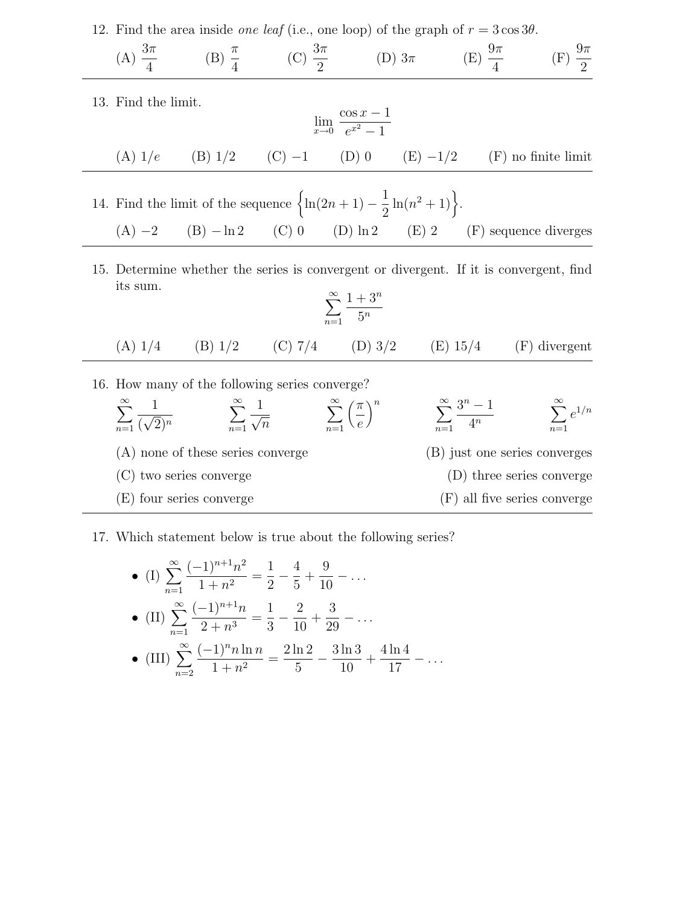12. Find the area inside *one leaf* (i.e., one loop) of the graph of $r = 3\cos 3\theta$.

(A) $\dfrac{3\pi}{4}$ (B) $\dfrac{\pi}{4}$ (C) $\dfrac{3\pi}{2}$ (D) $3\pi$ (E) $\dfrac{9\pi}{4}$ (F) $\dfrac{9\pi}{2}$

---

13. Find the limit.

$$\lim_{x\to 0} \frac{\cos x - 1}{e^{x^2} - 1}$$

(A) $1/e$ (B) $1/2$ (C) $-1$ (D) $0$ (E) $-1/2$ (F) no finite limit

---

14. Find the limit of the sequence $\left\{\ln(2n+1) - \dfrac{1}{2}\ln(n^2+1)\right\}$.

(A) $-2$ (B) $-\ln 2$ (C) $0$ (D) $\ln 2$ (E) $2$ (F) sequence diverges

---

15. Determine whether the series is convergent or divergent. If it is convergent, find its sum.

$$\sum_{n=1}^{\infty} \frac{1+3^n}{5^n}$$

(A) $1/4$ (B) $1/2$ (C) $7/4$ (D) $3/2$ (E) $15/4$ (F) divergent

---

16. How many of the following series converge?

$$\sum_{n=1}^{\infty} \frac{1}{(\sqrt{2})^n} \qquad \sum_{n=1}^{\infty} \frac{1}{\sqrt{n}} \qquad \sum_{n=1}^{\infty} \left(\frac{\pi}{e}\right)^n \qquad \sum_{n=1}^{\infty} \frac{3^n - 1}{4^n} \qquad \sum_{n=1}^{\infty} e^{1/n}$$

(A) none of these series converge (B) just one series converges

(C) two series converge (D) three series converge

(E) four series converge (F) all five series converge

---

17. Which statement below is true about the following series?

- (I) $\displaystyle\sum_{n=1}^{\infty} \frac{(-1)^{n+1}n^2}{1+n^2} = \frac{1}{2} - \frac{4}{5} + \frac{9}{10} - \dots$
- (II) $\displaystyle\sum_{n=1}^{\infty} \frac{(-1)^{n+1}n}{2+n^3} = \frac{1}{3} - \frac{2}{10} + \frac{3}{29} - \dots$
- (III) $\displaystyle\sum_{n=2}^{\infty} \frac{(-1)^n n\ln n}{1+n^2} = \frac{2\ln 2}{5} - \frac{3\ln 3}{10} + \frac{4\ln 4}{17} - \dots$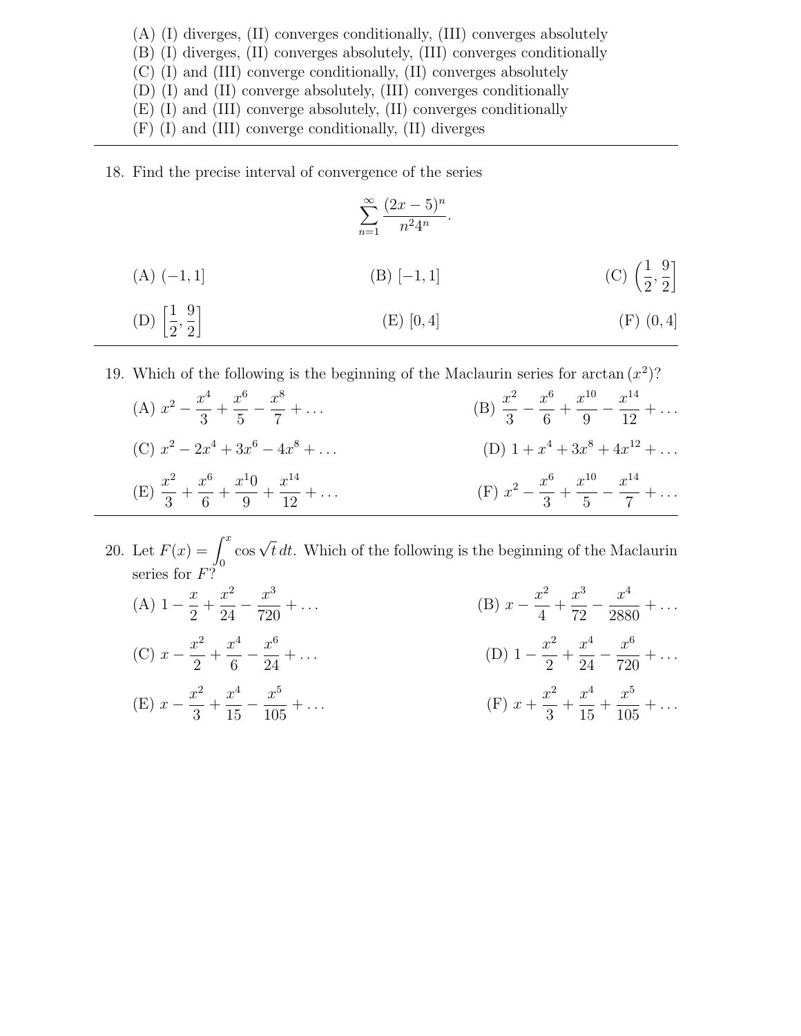(A) (I) diverges, (II) converges conditionally, (III) converges absolutely
(B) (I) diverges, (II) converges absolutely, (III) converges conditionally
(C) (I) and (III) converge conditionally, (II) converges absolutely
(D) (I) and (II) converge absolutely, (III) converges conditionally
(E) (I) and (III) converge absolutely, (II) converges conditionally
(F) (I) and (III) converge conditionally, (II) diverges

---

18. Find the precise interval of convergence of the series

$$\sum_{n=1}^{\infty} \frac{(2x-5)^n}{n^2 4^n}.$$

(A) $(-1, 1]$

(B) $[-1, 1]$

(C) $\left(\frac{1}{2}, \frac{9}{2}\right]$

(D) $\left[\frac{1}{2}, \frac{9}{2}\right]$

(E) $[0, 4]$

(F) $(0, 4]$

---

19. Which of the following is the beginning of the Maclaurin series for $\arctan(x^2)$?

(A) $x^2 - \frac{x^4}{3} + \frac{x^6}{5} - \frac{x^8}{7} + \ldots$

(B) $\frac{x^2}{3} - \frac{x^6}{6} + \frac{x^{10}}{9} - \frac{x^{14}}{12} + \ldots$

(C) $x^2 - 2x^4 + 3x^6 - 4x^8 + \ldots$

(D) $1 + x^4 + 3x^8 + 4x^{12} + \ldots$

(E) $\frac{x^2}{3} + \frac{x^6}{6} + \frac{x^10}{9} + \frac{x^{14}}{12} + \ldots$

(F) $x^2 - \frac{x^6}{3} + \frac{x^{10}}{5} - \frac{x^{14}}{7} + \ldots$

---

20. Let $F(x) = \int_0^x \cos\sqrt{t}\, dt$. Which of the following is the beginning of the Maclaurin series for $F$?

(A) $1 - \frac{x}{2} + \frac{x^2}{24} - \frac{x^3}{720} + \ldots$

(B) $x - \frac{x^2}{4} + \frac{x^3}{72} - \frac{x^4}{2880} + \ldots$

(C) $x - \frac{x^2}{2} + \frac{x^4}{6} - \frac{x^6}{24} + \ldots$

(D) $1 - \frac{x^2}{2} + \frac{x^4}{24} - \frac{x^6}{720} + \ldots$

(E) $x - \frac{x^2}{3} + \frac{x^4}{15} - \frac{x^5}{105} + \ldots$

(F) $x + \frac{x^2}{3} + \frac{x^4}{15} + \frac{x^5}{105} + \ldots$